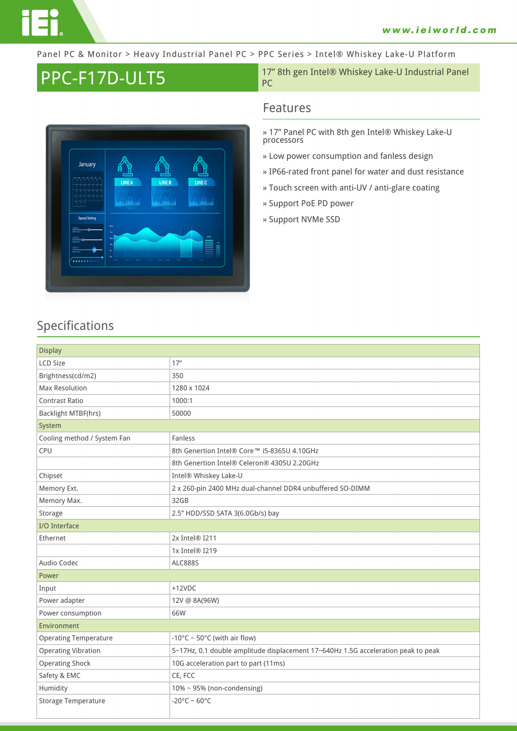Panel PC & Monitor > Heavy Industrial Panel PC > PPC Series > Intel® Whiskey Lake-U Platform

# PPC-F17D-ULT5

17" 8th gen Intel® Whiskey Lake-U Industrial Panel PC

## Features

- » 17" Panel PC with 8th gen Intel® Whiskey Lake-U processors
- » Low power consumption and fanless design
- » IP66-rated front panel for water and dust resistance
- » Touch screen with anti-UV / anti-glare coating
- » Support PoE PD power
- » Support NVMe SSD

## Specifications

| Display | |
|---|---|
| LCD Size | 17" |
| Brightness(cd/m2) | 350 |
| Max Resolution | 1280 x 1024 |
| Contrast Ratio | 1000:1 |
| Backlight MTBF(hrs) | 50000 |
| **System** | |
| Cooling method / System Fan | Fanless |
| CPU | 8th Genertion Intel® Core™ i5-8365U 4.10GHz |
| | 8th Genertion Intel® Celeron® 4305U 2.20GHz |
| Chipset | Intel® Whiskey Lake-U |
| Memory Ext. | 2 x 260-pin 2400 MHz dual-channel DDR4 unbuffered SO-DIMM |
| Memory Max. | 32GB |
| Storage | 2.5" HDD/SSD SATA 3(6.0Gb/s) bay |
| **I/O Interface** | |
| Ethernet | 2x Intel® I211 |
| | 1x Intel® I219 |
| Audio Codec | ALC888S |
| **Power** | |
| Input | +12VDC |
| Power adapter | 12V @ 8A(96W) |
| Power consumption | 66W |
| **Environment** | |
| Operating Temperature | -10°C ~ 50°C (with air flow) |
| Operating Vibration | 5~17Hz, 0.1 double amplitude displacement 17~640Hz 1.5G acceleration peak to peak |
| Operating Shock | 10G acceleration part to part (11ms) |
| Safety & EMC | CE, FCC |
| Humidity | 10% ~ 95% (non-condensing) |
| Storage Temperature | -20°C ~ 60°C |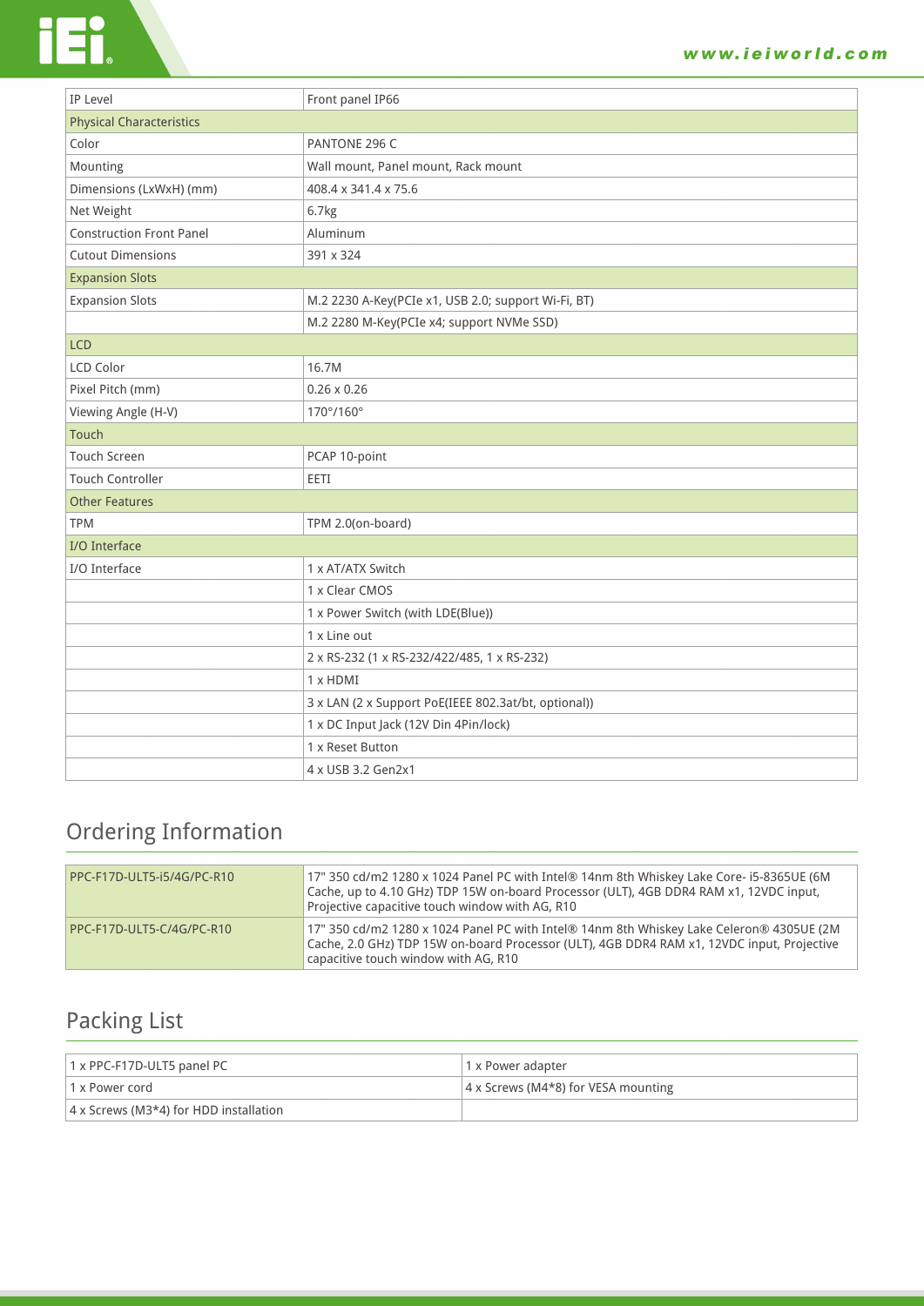| | |
|---|---|
| IP Level | Front panel IP66 |
| Physical Characteristics | |
| Color | PANTONE 296 C |
| Mounting | Wall mount, Panel mount, Rack mount |
| Dimensions (LxWxH) (mm) | 408.4 x 341.4 x 75.6 |
| Net Weight | 6.7kg |
| Construction Front Panel | Aluminum |
| Cutout Dimensions | 391 x 324 |
| Expansion Slots | |
| Expansion Slots | M.2 2230 A-Key(PCIe x1, USB 2.0; support Wi-Fi, BT) |
| | M.2 2280 M-Key(PCIe x4; support NVMe SSD) |
| LCD | |
| LCD Color | 16.7M |
| Pixel Pitch (mm) | 0.26 x 0.26 |
| Viewing Angle (H-V) | 170°/160° |
| Touch | |
| Touch Screen | PCAP 10-point |
| Touch Controller | EETI |
| Other Features | |
| TPM | TPM 2.0(on-board) |
| I/O Interface | |
| I/O Interface | 1 x AT/ATX Switch |
| | 1 x Clear CMOS |
| | 1 x Power Switch (with LDE(Blue)) |
| | 1 x Line out |
| | 2 x RS-232 (1 x RS-232/422/485, 1 x RS-232) |
| | 1 x HDMI |
| | 3 x LAN (2 x Support PoE(IEEE 802.3at/bt, optional)) |
| | 1 x DC Input Jack (12V Din 4Pin/lock) |
| | 1 x Reset Button |
| | 4 x USB 3.2 Gen2x1 |

## Ordering Information

| | |
|---|---|
| PPC-F17D-ULT5-i5/4G/PC-R10 | 17" 350 cd/m2 1280 x 1024 Panel PC with Intel® 14nm 8th Whiskey Lake Core- i5-8365UE (6M Cache, up to 4.10 GHz) TDP 15W on-board Processor (ULT), 4GB DDR4 RAM x1, 12VDC input, Projective capacitive touch window with AG, R10 |
| PPC-F17D-ULT5-C/4G/PC-R10 | 17" 350 cd/m2 1280 x 1024 Panel PC with Intel® 14nm 8th Whiskey Lake Celeron® 4305UE (2M Cache, 2.0 GHz) TDP 15W on-board Processor (ULT), 4GB DDR4 RAM x1, 12VDC input, Projective capacitive touch window with AG, R10 |

## Packing List

| | |
|---|---|
| 1 x PPC-F17D-ULT5 panel PC | 1 x Power adapter |
| 1 x Power cord | 4 x Screws (M4*8) for VESA mounting |
| 4 x Screws (M3*4) for HDD installation | |